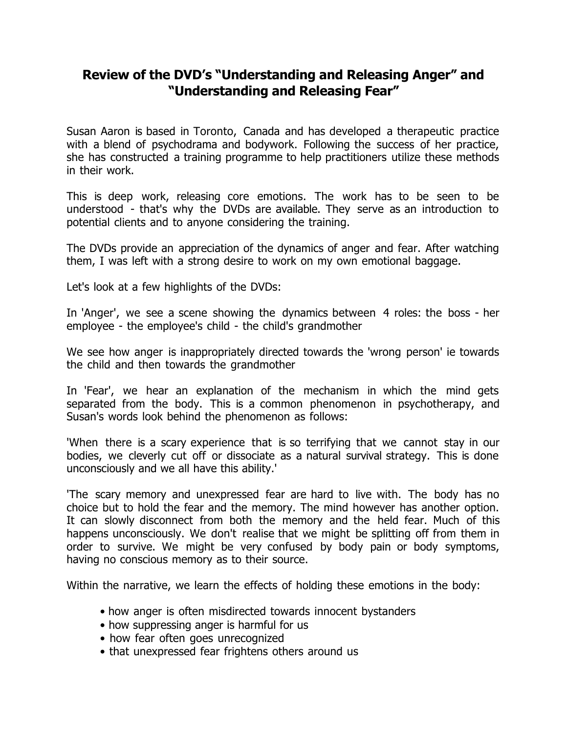# Review of the DVD's "Understanding and Releasing Anger" and "Understanding and Releasing Fear"

Susan Aaron is based in Toronto, Canada and has developed a therapeutic practice with a blend of psychodrama and bodywork. Following the success of her practice, she has constructed a training programme to help practitioners utilize these methods in their work.

This is deep work, releasing core emotions. The work has to be seen to be understood - that's why the DVDs are available. They serve as an introduction to potential clients and to anyone considering the training.

The DVDs provide an appreciation of the dynamics of anger and fear. After watching them, I was left with a strong desire to work on my own emotional baggage.

Let's look at a few highlights of the DVDs:

In 'Anger', we see a scene showing the dynamics between 4 roles: the boss - her employee - the employee's child - the child's grandmother

We see how anger is inappropriately directed towards the 'wrong person' ie towards the child and then towards the grandmother

In 'Fear', we hear an explanation of the mechanism in which the mind gets separated from the body. This is a common phenomenon in psychotherapy, and Susan's words look behind the phenomenon as follows:

'When there is a scary experience that is so terrifying that we cannot stay in our bodies, we cleverly cut off or dissociate as a natural survival strategy. This is done unconsciously and we all have this ability.'

'The scary memory and unexpressed fear are hard to live with. The body has no choice but to hold the fear and the memory. The mind however has another option. It can slowly disconnect from both the memory and the held fear. Much of this happens unconsciously. We don't realise that we might be splitting off from them in order to survive. We might be very confused by body pain or body symptoms, having no conscious memory as to their source.

Within the narrative, we learn the effects of holding these emotions in the body:

- how anger is often misdirected towards innocent bystanders
- how suppressing anger is harmful for us
- how fear often goes unrecognized
- that unexpressed fear frightens others around us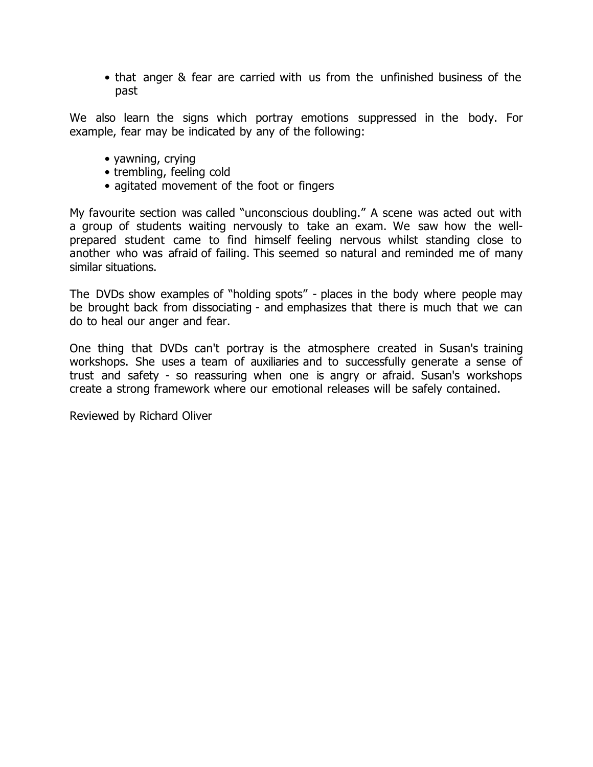- that anger & fear are carried with us from the unfinished business of the past

We also learn the signs which portray emotions suppressed in the body. For example, fear may be indicated by any of the following:

- yawning, crying
- trembling, feeling cold
- agitated movement of the foot or fingers

My favourite section was called "unconscious doubling." A scene was acted out with a group of students waiting nervously to take an exam. We saw how the well-prepared student came to find himself feeling nervous whilst standing close to another who was afraid of failing. This seemed so natural and reminded me of many similar situations.

The DVDs show examples of "holding spots" - places in the body where people may be brought back from dissociating - and emphasizes that there is much that we can do to heal our anger and fear.

One thing that DVDs can't portray is the atmosphere created in Susan's training workshops. She uses a team of auxiliaries and to successfully generate a sense of trust and safety - so reassuring when one is angry or afraid. Susan's workshops create a strong framework where our emotional releases will be safely contained.

Reviewed by Richard Oliver